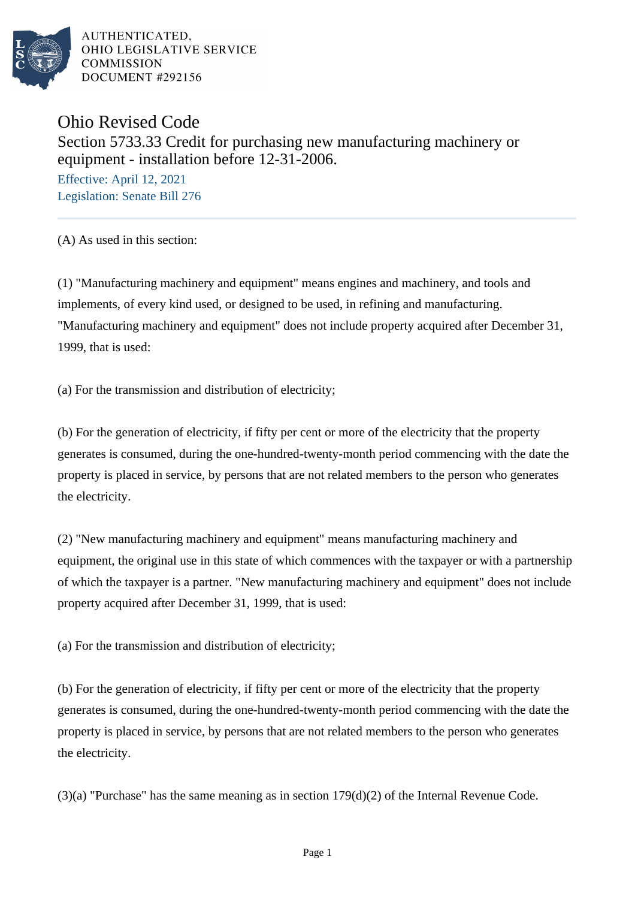AUTHENTICATED,
OHIO LEGISLATIVE SERVICE
COMMISSION
DOCUMENT #292156

# Ohio Revised Code

## Section 5733.33 Credit for purchasing new manufacturing machinery or equipment - installation before 12-31-2006.

Effective: April 12, 2021
Legislation: Senate Bill 276

(A) As used in this section:

(1) "Manufacturing machinery and equipment" means engines and machinery, and tools and implements, of every kind used, or designed to be used, in refining and manufacturing. "Manufacturing machinery and equipment" does not include property acquired after December 31, 1999, that is used:

(a) For the transmission and distribution of electricity;

(b) For the generation of electricity, if fifty per cent or more of the electricity that the property generates is consumed, during the one-hundred-twenty-month period commencing with the date the property is placed in service, by persons that are not related members to the person who generates the electricity.

(2) "New manufacturing machinery and equipment" means manufacturing machinery and equipment, the original use in this state of which commences with the taxpayer or with a partnership of which the taxpayer is a partner. "New manufacturing machinery and equipment" does not include property acquired after December 31, 1999, that is used:

(a) For the transmission and distribution of electricity;

(b) For the generation of electricity, if fifty per cent or more of the electricity that the property generates is consumed, during the one-hundred-twenty-month period commencing with the date the property is placed in service, by persons that are not related members to the person who generates the electricity.

(3)(a) "Purchase" has the same meaning as in section 179(d)(2) of the Internal Revenue Code.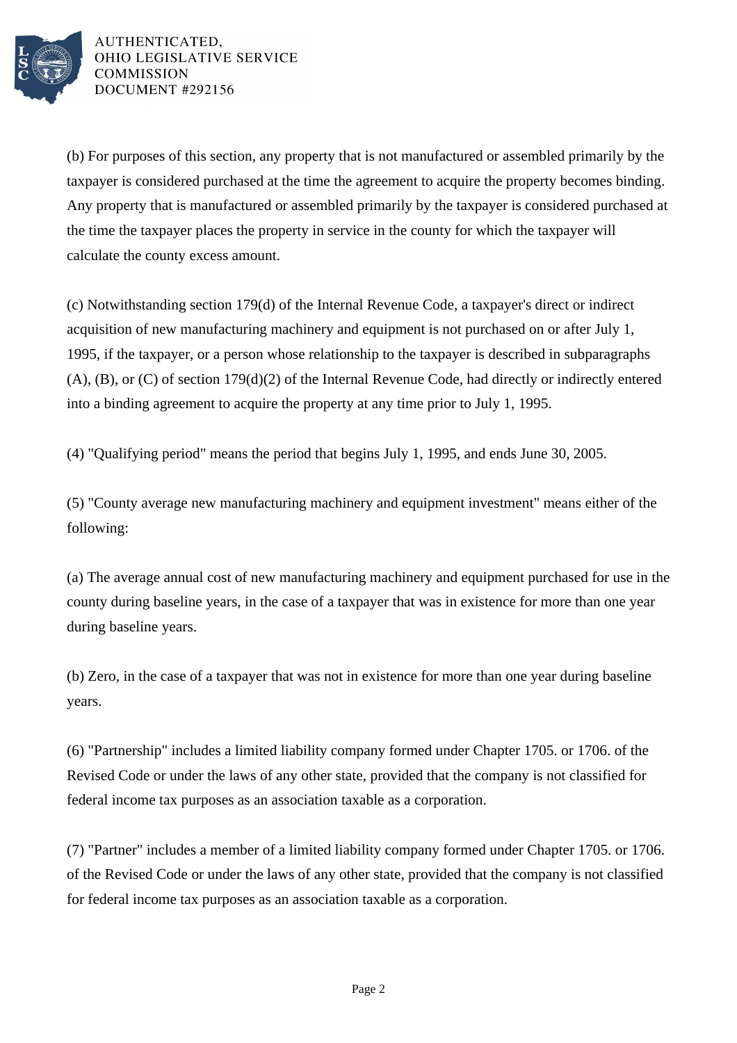(b) For purposes of this section, any property that is not manufactured or assembled primarily by the taxpayer is considered purchased at the time the agreement to acquire the property becomes binding. Any property that is manufactured or assembled primarily by the taxpayer is considered purchased at the time the taxpayer places the property in service in the county for which the taxpayer will calculate the county excess amount.

(c) Notwithstanding section 179(d) of the Internal Revenue Code, a taxpayer's direct or indirect acquisition of new manufacturing machinery and equipment is not purchased on or after July 1, 1995, if the taxpayer, or a person whose relationship to the taxpayer is described in subparagraphs (A), (B), or (C) of section 179(d)(2) of the Internal Revenue Code, had directly or indirectly entered into a binding agreement to acquire the property at any time prior to July 1, 1995.

(4) "Qualifying period" means the period that begins July 1, 1995, and ends June 30, 2005.

(5) "County average new manufacturing machinery and equipment investment" means either of the following:

(a) The average annual cost of new manufacturing machinery and equipment purchased for use in the county during baseline years, in the case of a taxpayer that was in existence for more than one year during baseline years.

(b) Zero, in the case of a taxpayer that was not in existence for more than one year during baseline years.

(6) "Partnership" includes a limited liability company formed under Chapter 1705. or 1706. of the Revised Code or under the laws of any other state, provided that the company is not classified for federal income tax purposes as an association taxable as a corporation.

(7) "Partner" includes a member of a limited liability company formed under Chapter 1705. or 1706. of the Revised Code or under the laws of any other state, provided that the company is not classified for federal income tax purposes as an association taxable as a corporation.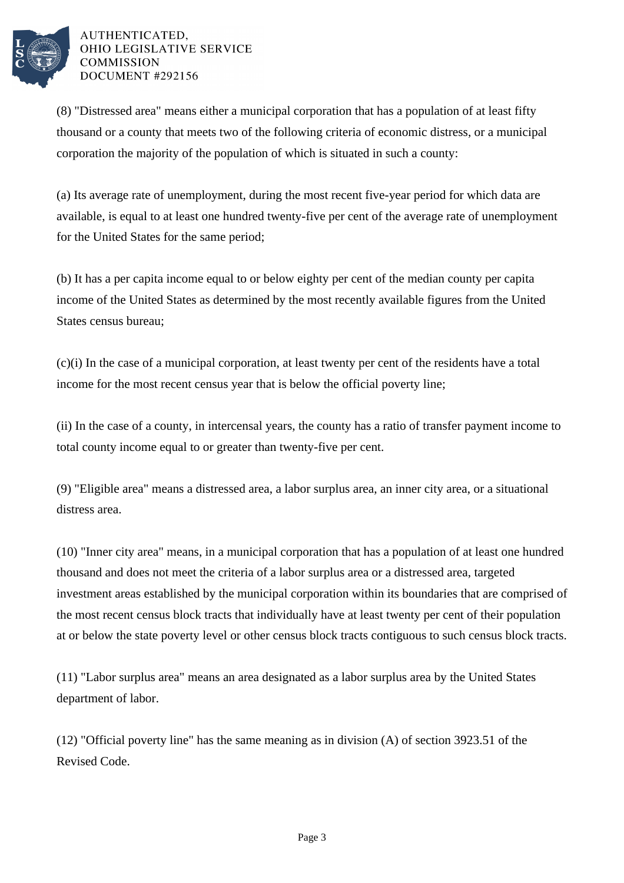(8) "Distressed area" means either a municipal corporation that has a population of at least fifty thousand or a county that meets two of the following criteria of economic distress, or a municipal corporation the majority of the population of which is situated in such a county:

(a) Its average rate of unemployment, during the most recent five-year period for which data are available, is equal to at least one hundred twenty-five per cent of the average rate of unemployment for the United States for the same period;

(b) It has a per capita income equal to or below eighty per cent of the median county per capita income of the United States as determined by the most recently available figures from the United States census bureau;

(c)(i) In the case of a municipal corporation, at least twenty per cent of the residents have a total income for the most recent census year that is below the official poverty line;

(ii) In the case of a county, in intercensal years, the county has a ratio of transfer payment income to total county income equal to or greater than twenty-five per cent.

(9) "Eligible area" means a distressed area, a labor surplus area, an inner city area, or a situational distress area.

(10) "Inner city area" means, in a municipal corporation that has a population of at least one hundred thousand and does not meet the criteria of a labor surplus area or a distressed area, targeted investment areas established by the municipal corporation within its boundaries that are comprised of the most recent census block tracts that individually have at least twenty per cent of their population at or below the state poverty level or other census block tracts contiguous to such census block tracts.

(11) "Labor surplus area" means an area designated as a labor surplus area by the United States department of labor.

(12) "Official poverty line" has the same meaning as in division (A) of section 3923.51 of the Revised Code.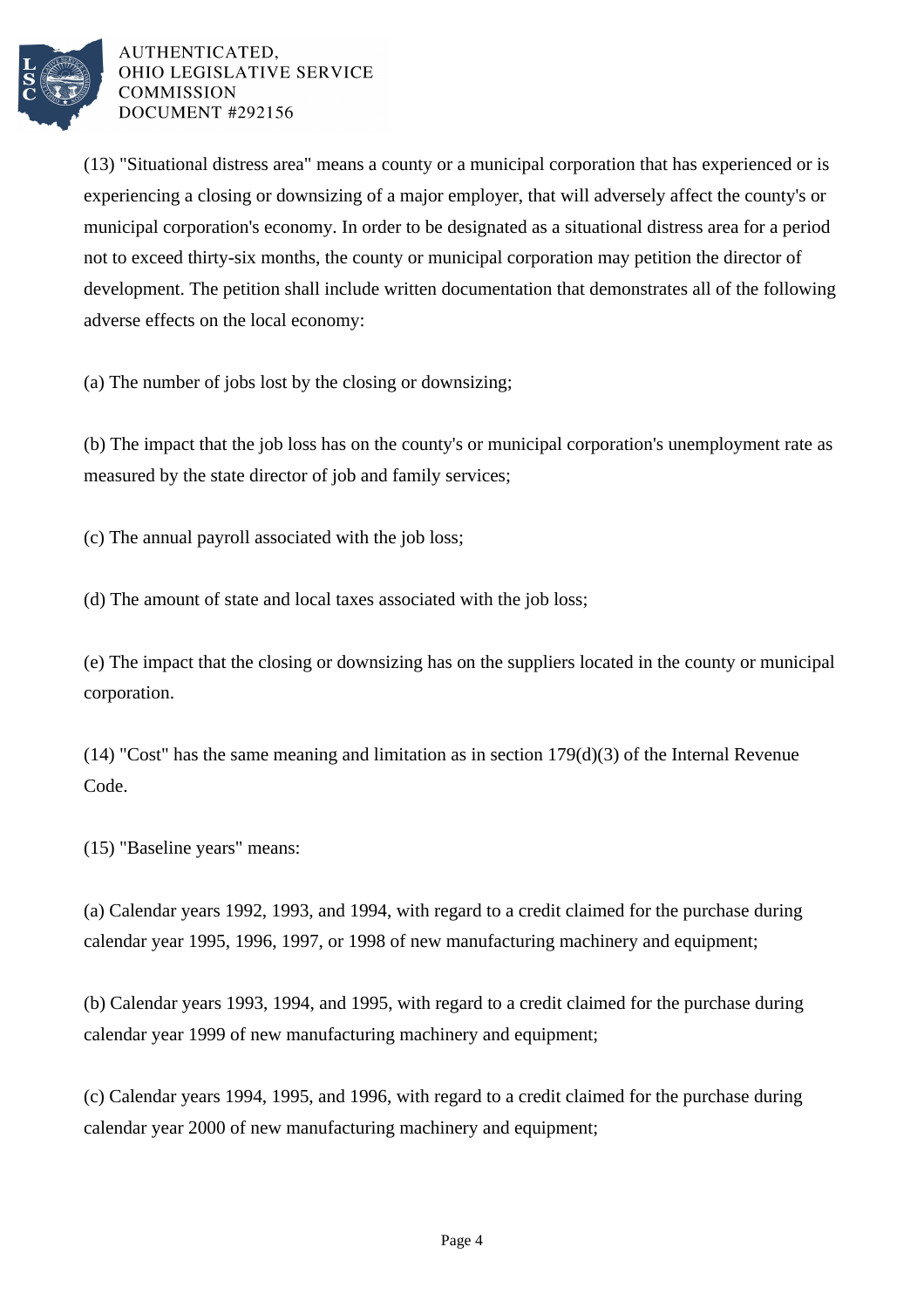(13) "Situational distress area" means a county or a municipal corporation that has experienced or is experiencing a closing or downsizing of a major employer, that will adversely affect the county's or municipal corporation's economy. In order to be designated as a situational distress area for a period not to exceed thirty-six months, the county or municipal corporation may petition the director of development. The petition shall include written documentation that demonstrates all of the following adverse effects on the local economy:

(a) The number of jobs lost by the closing or downsizing;

(b) The impact that the job loss has on the county's or municipal corporation's unemployment rate as measured by the state director of job and family services;

(c) The annual payroll associated with the job loss;

(d) The amount of state and local taxes associated with the job loss;

(e) The impact that the closing or downsizing has on the suppliers located in the county or municipal corporation.

(14) "Cost" has the same meaning and limitation as in section 179(d)(3) of the Internal Revenue Code.

(15) "Baseline years" means:

(a) Calendar years 1992, 1993, and 1994, with regard to a credit claimed for the purchase during calendar year 1995, 1996, 1997, or 1998 of new manufacturing machinery and equipment;

(b) Calendar years 1993, 1994, and 1995, with regard to a credit claimed for the purchase during calendar year 1999 of new manufacturing machinery and equipment;

(c) Calendar years 1994, 1995, and 1996, with regard to a credit claimed for the purchase during calendar year 2000 of new manufacturing machinery and equipment;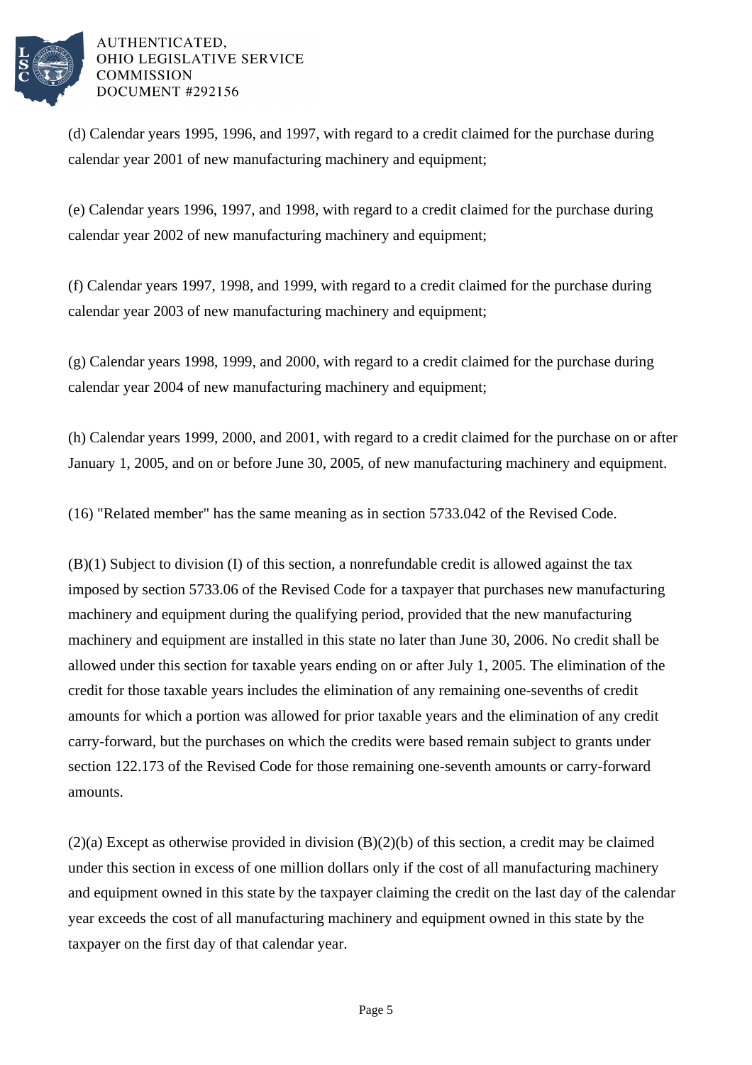(d) Calendar years 1995, 1996, and 1997, with regard to a credit claimed for the purchase during calendar year 2001 of new manufacturing machinery and equipment;

(e) Calendar years 1996, 1997, and 1998, with regard to a credit claimed for the purchase during calendar year 2002 of new manufacturing machinery and equipment;

(f) Calendar years 1997, 1998, and 1999, with regard to a credit claimed for the purchase during calendar year 2003 of new manufacturing machinery and equipment;

(g) Calendar years 1998, 1999, and 2000, with regard to a credit claimed for the purchase during calendar year 2004 of new manufacturing machinery and equipment;

(h) Calendar years 1999, 2000, and 2001, with regard to a credit claimed for the purchase on or after January 1, 2005, and on or before June 30, 2005, of new manufacturing machinery and equipment.

(16) "Related member" has the same meaning as in section 5733.042 of the Revised Code.

(B)(1) Subject to division (I) of this section, a nonrefundable credit is allowed against the tax imposed by section 5733.06 of the Revised Code for a taxpayer that purchases new manufacturing machinery and equipment during the qualifying period, provided that the new manufacturing machinery and equipment are installed in this state no later than June 30, 2006. No credit shall be allowed under this section for taxable years ending on or after July 1, 2005. The elimination of the credit for those taxable years includes the elimination of any remaining one-sevenths of credit amounts for which a portion was allowed for prior taxable years and the elimination of any credit carry-forward, but the purchases on which the credits were based remain subject to grants under section 122.173 of the Revised Code for those remaining one-seventh amounts or carry-forward amounts.

(2)(a) Except as otherwise provided in division (B)(2)(b) of this section, a credit may be claimed under this section in excess of one million dollars only if the cost of all manufacturing machinery and equipment owned in this state by the taxpayer claiming the credit on the last day of the calendar year exceeds the cost of all manufacturing machinery and equipment owned in this state by the taxpayer on the first day of that calendar year.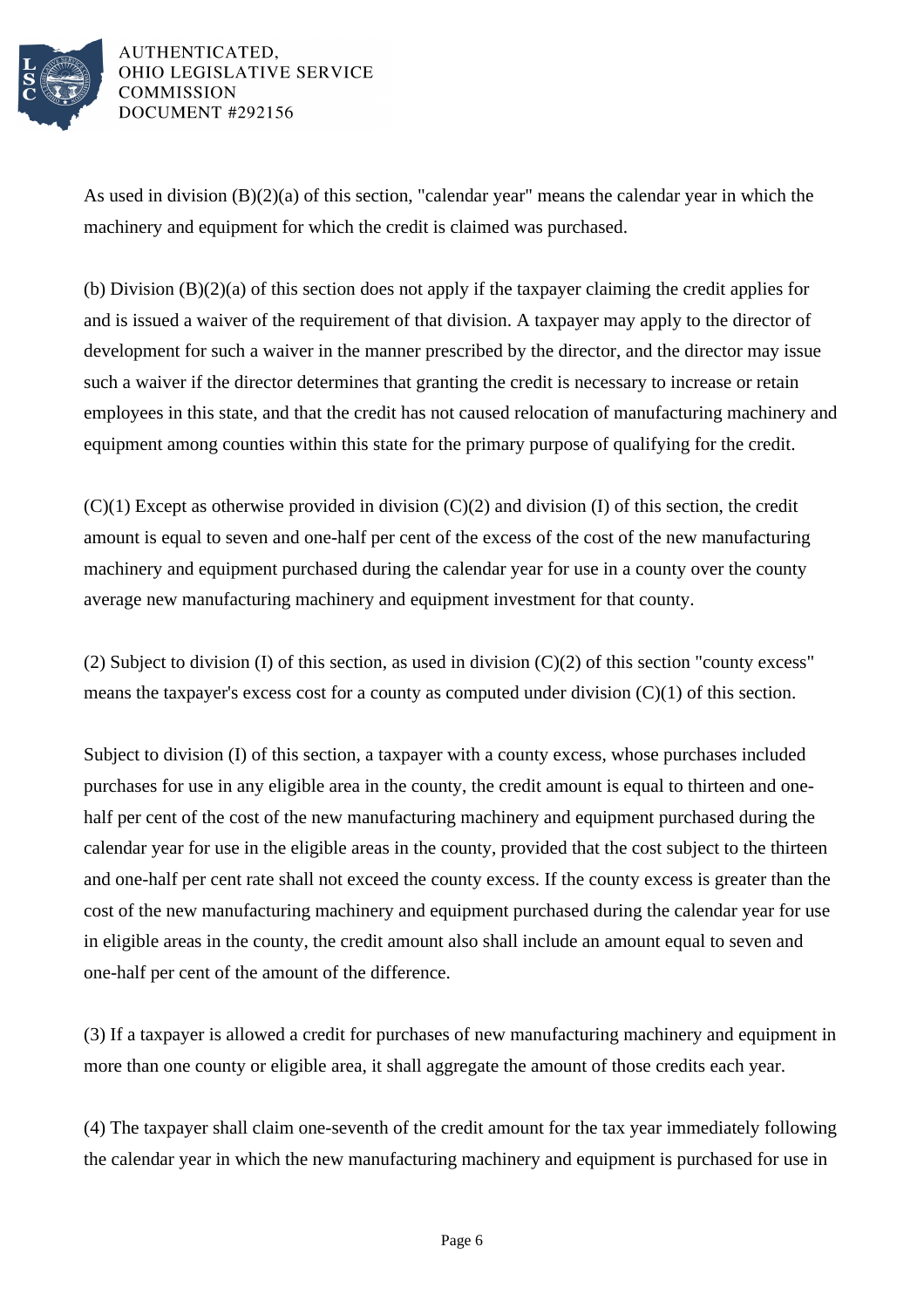As used in division (B)(2)(a) of this section, "calendar year" means the calendar year in which the machinery and equipment for which the credit is claimed was purchased.

(b) Division (B)(2)(a) of this section does not apply if the taxpayer claiming the credit applies for and is issued a waiver of the requirement of that division. A taxpayer may apply to the director of development for such a waiver in the manner prescribed by the director, and the director may issue such a waiver if the director determines that granting the credit is necessary to increase or retain employees in this state, and that the credit has not caused relocation of manufacturing machinery and equipment among counties within this state for the primary purpose of qualifying for the credit.

(C)(1) Except as otherwise provided in division (C)(2) and division (I) of this section, the credit amount is equal to seven and one-half per cent of the excess of the cost of the new manufacturing machinery and equipment purchased during the calendar year for use in a county over the county average new manufacturing machinery and equipment investment for that county.

(2) Subject to division (I) of this section, as used in division (C)(2) of this section "county excess" means the taxpayer's excess cost for a county as computed under division (C)(1) of this section.

Subject to division (I) of this section, a taxpayer with a county excess, whose purchases included purchases for use in any eligible area in the county, the credit amount is equal to thirteen and one-half per cent of the cost of the new manufacturing machinery and equipment purchased during the calendar year for use in the eligible areas in the county, provided that the cost subject to the thirteen and one-half per cent rate shall not exceed the county excess. If the county excess is greater than the cost of the new manufacturing machinery and equipment purchased during the calendar year for use in eligible areas in the county, the credit amount also shall include an amount equal to seven and one-half per cent of the amount of the difference.

(3) If a taxpayer is allowed a credit for purchases of new manufacturing machinery and equipment in more than one county or eligible area, it shall aggregate the amount of those credits each year.

(4) The taxpayer shall claim one-seventh of the credit amount for the tax year immediately following the calendar year in which the new manufacturing machinery and equipment is purchased for use in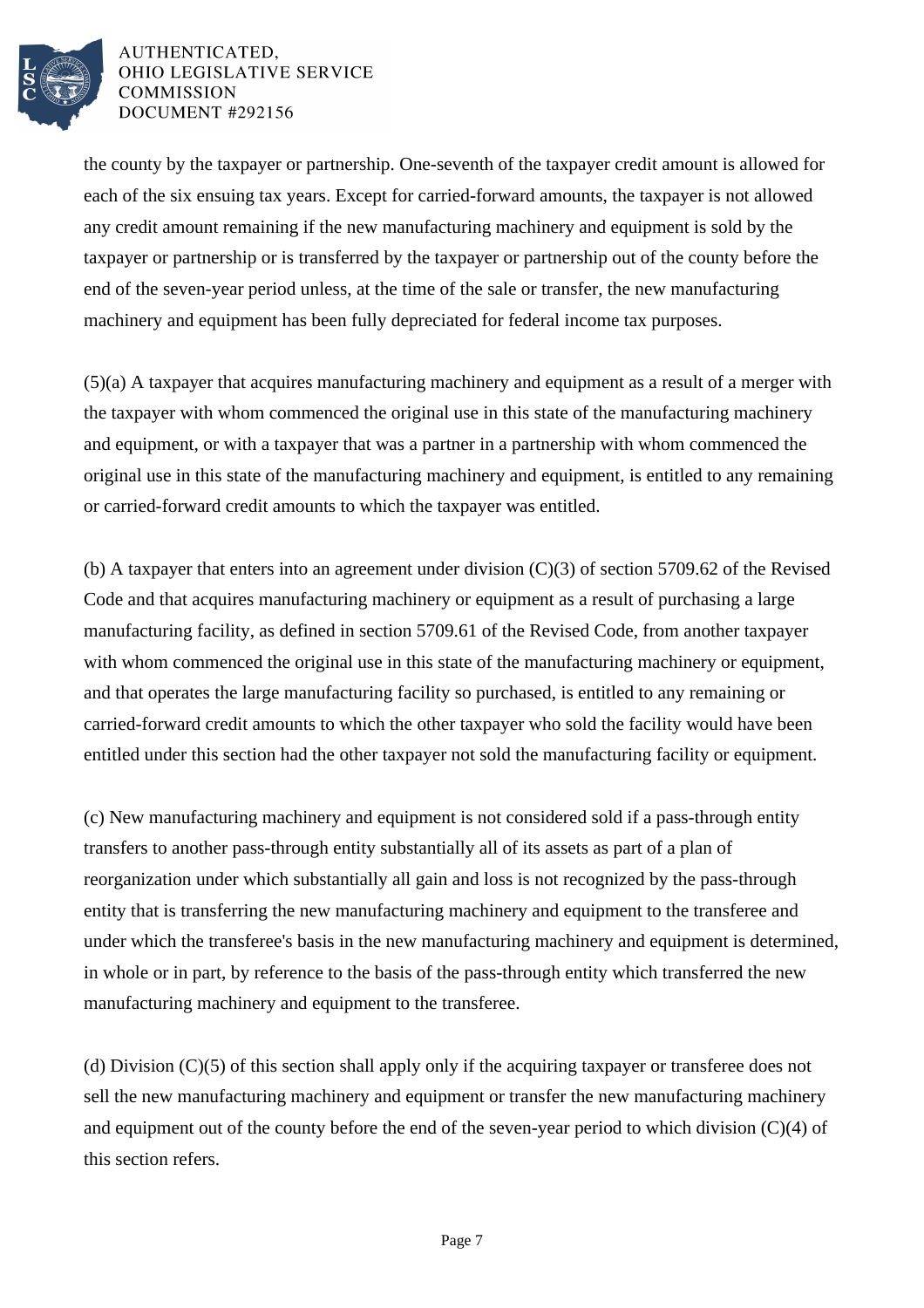the county by the taxpayer or partnership. One-seventh of the taxpayer credit amount is allowed for each of the six ensuing tax years. Except for carried-forward amounts, the taxpayer is not allowed any credit amount remaining if the new manufacturing machinery and equipment is sold by the taxpayer or partnership or is transferred by the taxpayer or partnership out of the county before the end of the seven-year period unless, at the time of the sale or transfer, the new manufacturing machinery and equipment has been fully depreciated for federal income tax purposes.

(5)(a) A taxpayer that acquires manufacturing machinery and equipment as a result of a merger with the taxpayer with whom commenced the original use in this state of the manufacturing machinery and equipment, or with a taxpayer that was a partner in a partnership with whom commenced the original use in this state of the manufacturing machinery and equipment, is entitled to any remaining or carried-forward credit amounts to which the taxpayer was entitled.

(b) A taxpayer that enters into an agreement under division (C)(3) of section 5709.62 of the Revised Code and that acquires manufacturing machinery or equipment as a result of purchasing a large manufacturing facility, as defined in section 5709.61 of the Revised Code, from another taxpayer with whom commenced the original use in this state of the manufacturing machinery or equipment, and that operates the large manufacturing facility so purchased, is entitled to any remaining or carried-forward credit amounts to which the other taxpayer who sold the facility would have been entitled under this section had the other taxpayer not sold the manufacturing facility or equipment.

(c) New manufacturing machinery and equipment is not considered sold if a pass-through entity transfers to another pass-through entity substantially all of its assets as part of a plan of reorganization under which substantially all gain and loss is not recognized by the pass-through entity that is transferring the new manufacturing machinery and equipment to the transferee and under which the transferee's basis in the new manufacturing machinery and equipment is determined, in whole or in part, by reference to the basis of the pass-through entity which transferred the new manufacturing machinery and equipment to the transferee.

(d) Division (C)(5) of this section shall apply only if the acquiring taxpayer or transferee does not sell the new manufacturing machinery and equipment or transfer the new manufacturing machinery and equipment out of the county before the end of the seven-year period to which division (C)(4) of this section refers.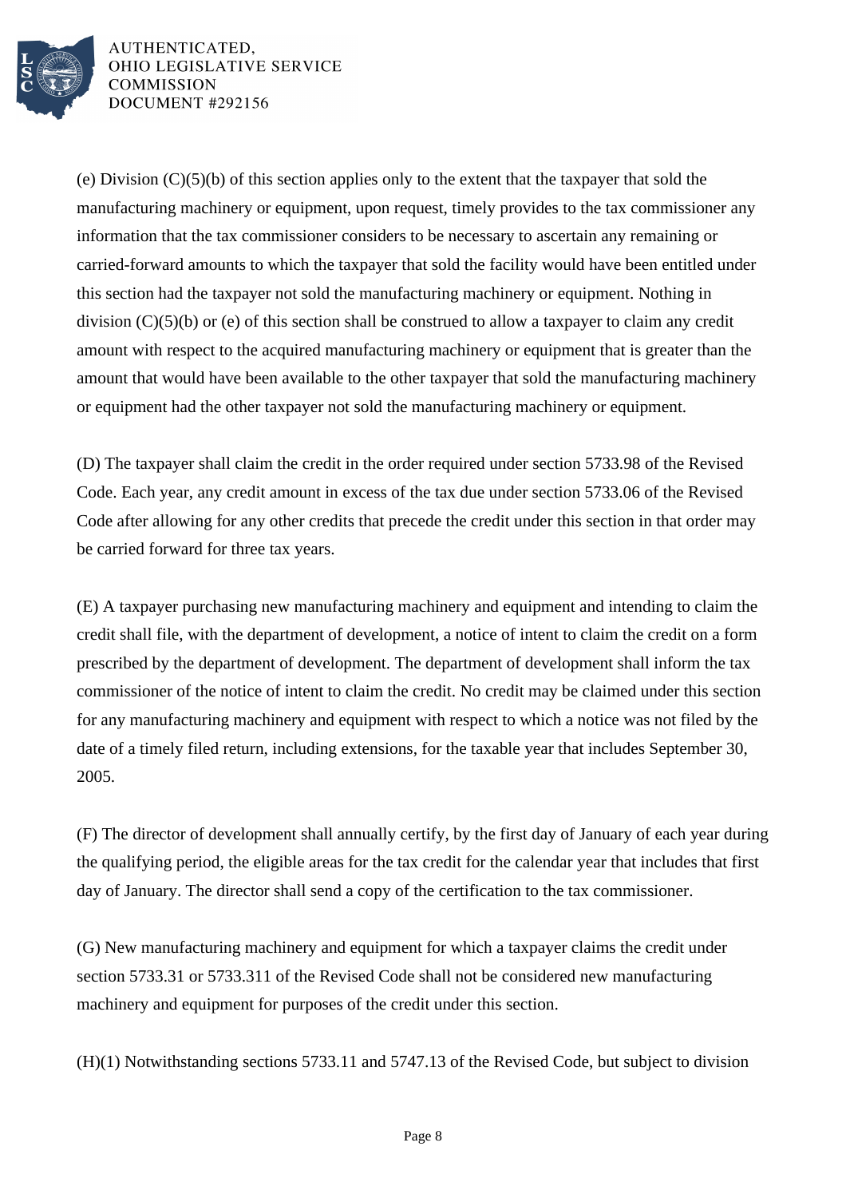(e) Division (C)(5)(b) of this section applies only to the extent that the taxpayer that sold the manufacturing machinery or equipment, upon request, timely provides to the tax commissioner any information that the tax commissioner considers to be necessary to ascertain any remaining or carried-forward amounts to which the taxpayer that sold the facility would have been entitled under this section had the taxpayer not sold the manufacturing machinery or equipment. Nothing in division (C)(5)(b) or (e) of this section shall be construed to allow a taxpayer to claim any credit amount with respect to the acquired manufacturing machinery or equipment that is greater than the amount that would have been available to the other taxpayer that sold the manufacturing machinery or equipment had the other taxpayer not sold the manufacturing machinery or equipment.

(D) The taxpayer shall claim the credit in the order required under section 5733.98 of the Revised Code. Each year, any credit amount in excess of the tax due under section 5733.06 of the Revised Code after allowing for any other credits that precede the credit under this section in that order may be carried forward for three tax years.

(E) A taxpayer purchasing new manufacturing machinery and equipment and intending to claim the credit shall file, with the department of development, a notice of intent to claim the credit on a form prescribed by the department of development. The department of development shall inform the tax commissioner of the notice of intent to claim the credit. No credit may be claimed under this section for any manufacturing machinery and equipment with respect to which a notice was not filed by the date of a timely filed return, including extensions, for the taxable year that includes September 30, 2005.

(F) The director of development shall annually certify, by the first day of January of each year during the qualifying period, the eligible areas for the tax credit for the calendar year that includes that first day of January. The director shall send a copy of the certification to the tax commissioner.

(G) New manufacturing machinery and equipment for which a taxpayer claims the credit under section 5733.31 or 5733.311 of the Revised Code shall not be considered new manufacturing machinery and equipment for purposes of the credit under this section.

(H)(1) Notwithstanding sections 5733.11 and 5747.13 of the Revised Code, but subject to division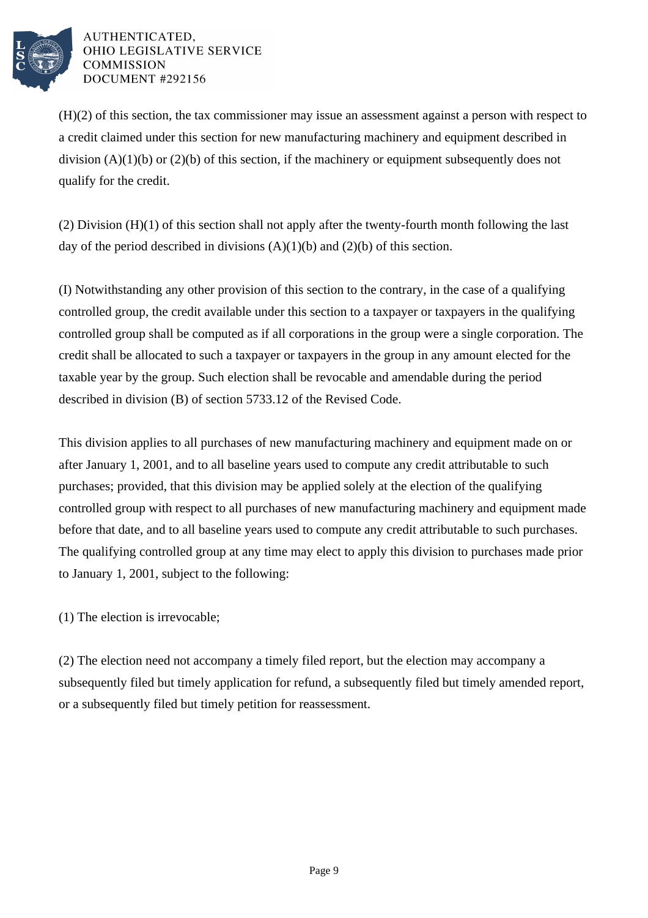(H)(2) of this section, the tax commissioner may issue an assessment against a person with respect to a credit claimed under this section for new manufacturing machinery and equipment described in division (A)(1)(b) or (2)(b) of this section, if the machinery or equipment subsequently does not qualify for the credit.

(2) Division (H)(1) of this section shall not apply after the twenty-fourth month following the last day of the period described in divisions (A)(1)(b) and (2)(b) of this section.

(I) Notwithstanding any other provision of this section to the contrary, in the case of a qualifying controlled group, the credit available under this section to a taxpayer or taxpayers in the qualifying controlled group shall be computed as if all corporations in the group were a single corporation. The credit shall be allocated to such a taxpayer or taxpayers in the group in any amount elected for the taxable year by the group. Such election shall be revocable and amendable during the period described in division (B) of section 5733.12 of the Revised Code.

This division applies to all purchases of new manufacturing machinery and equipment made on or after January 1, 2001, and to all baseline years used to compute any credit attributable to such purchases; provided, that this division may be applied solely at the election of the qualifying controlled group with respect to all purchases of new manufacturing machinery and equipment made before that date, and to all baseline years used to compute any credit attributable to such purchases. The qualifying controlled group at any time may elect to apply this division to purchases made prior to January 1, 2001, subject to the following:

(1) The election is irrevocable;

(2) The election need not accompany a timely filed report, but the election may accompany a subsequently filed but timely application for refund, a subsequently filed but timely amended report, or a subsequently filed but timely petition for reassessment.